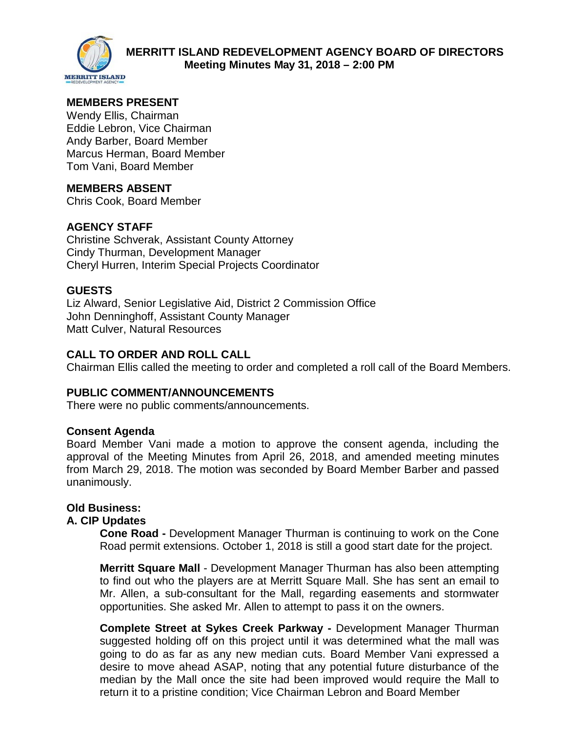# MERRITT ISLAND REDEVELOPMENT AGENCY BOARD OF DIRECTORS

**Meeting Minutes May 31, 2018 – 2:00 PM**

## MEMBERS PRESENT

Wendy Ellis, Chairman
Eddie Lebron, Vice Chairman
Andy Barber, Board Member
Marcus Herman, Board Member
Tom Vani, Board Member

## MEMBERS ABSENT

Chris Cook, Board Member

## AGENCY STAFF

Christine Schverak, Assistant County Attorney
Cindy Thurman, Development Manager
Cheryl Hurren, Interim Special Projects Coordinator

## GUESTS

Liz Alward, Senior Legislative Aid, District 2 Commission Office
John Denninghoff, Assistant County Manager
Matt Culver, Natural Resources

## CALL TO ORDER AND ROLL CALL

Chairman Ellis called the meeting to order and completed a roll call of the Board Members.

## PUBLIC COMMENT/ANNOUNCEMENTS

There were no public comments/announcements.

### Consent Agenda

Board Member Vani made a motion to approve the consent agenda, including the approval of the Meeting Minutes from April 26, 2018, and amended meeting minutes from March 29, 2018. The motion was seconded by Board Member Barber and passed unanimously.

### Old Business:

### A. CIP Updates

**Cone Road -** Development Manager Thurman is continuing to work on the Cone Road permit extensions. October 1, 2018 is still a good start date for the project.

**Merritt Square Mall** - Development Manager Thurman has also been attempting to find out who the players are at Merritt Square Mall. She has sent an email to Mr. Allen, a sub-consultant for the Mall, regarding easements and stormwater opportunities. She asked Mr. Allen to attempt to pass it on the owners.

**Complete Street at Sykes Creek Parkway -** Development Manager Thurman suggested holding off on this project until it was determined what the mall was going to do as far as any new median cuts. Board Member Vani expressed a desire to move ahead ASAP, noting that any potential future disturbance of the median by the Mall once the site had been improved would require the Mall to return it to a pristine condition; Vice Chairman Lebron and Board Member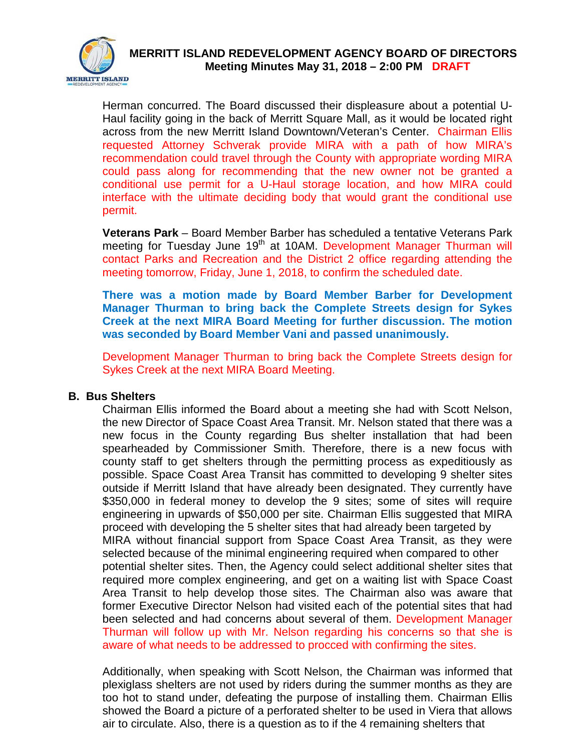Herman concurred. The Board discussed their displeasure about a potential U-Haul facility going in the back of Merritt Square Mall, as it would be located right across from the new Merritt Island Downtown/Veteran's Center. Chairman Ellis requested Attorney Schverak provide MIRA with a path of how MIRA's recommendation could travel through the County with appropriate wording MIRA could pass along for recommending that the new owner not be granted a conditional use permit for a U-Haul storage location, and how MIRA could interface with the ultimate deciding body that would grant the conditional use permit.

**Veterans Park** – Board Member Barber has scheduled a tentative Veterans Park meeting for Tuesday June 19th at 10AM. Development Manager Thurman will contact Parks and Recreation and the District 2 office regarding attending the meeting tomorrow, Friday, June 1, 2018, to confirm the scheduled date.

**There was a motion made by Board Member Barber for Development Manager Thurman to bring back the Complete Streets design for Sykes Creek at the next MIRA Board Meeting for further discussion. The motion was seconded by Board Member Vani and passed unanimously.**

Development Manager Thurman to bring back the Complete Streets design for Sykes Creek at the next MIRA Board Meeting.

**B. Bus Shelters**

Chairman Ellis informed the Board about a meeting she had with Scott Nelson, the new Director of Space Coast Area Transit. Mr. Nelson stated that there was a new focus in the County regarding Bus shelter installation that had been spearheaded by Commissioner Smith. Therefore, there is a new focus with county staff to get shelters through the permitting process as expeditiously as possible. Space Coast Area Transit has committed to developing 9 shelter sites outside if Merritt Island that have already been designated. They currently have $350,000 in federal money to develop the 9 sites; some of sites will require engineering in upwards of $50,000 per site. Chairman Ellis suggested that MIRA proceed with developing the 5 shelter sites that had already been targeted by MIRA without financial support from Space Coast Area Transit, as they were selected because of the minimal engineering required when compared to other potential shelter sites. Then, the Agency could select additional shelter sites that required more complex engineering, and get on a waiting list with Space Coast Area Transit to help develop those sites. The Chairman also was aware that former Executive Director Nelson had visited each of the potential sites that had been selected and had concerns about several of them. Development Manager Thurman will follow up with Mr. Nelson regarding his concerns so that she is aware of what needs to be addressed to procced with confirming the sites.

Additionally, when speaking with Scott Nelson, the Chairman was informed that plexiglass shelters are not used by riders during the summer months as they are too hot to stand under, defeating the purpose of installing them. Chairman Ellis showed the Board a picture of a perforated shelter to be used in Viera that allows air to circulate. Also, there is a question as to if the 4 remaining shelters that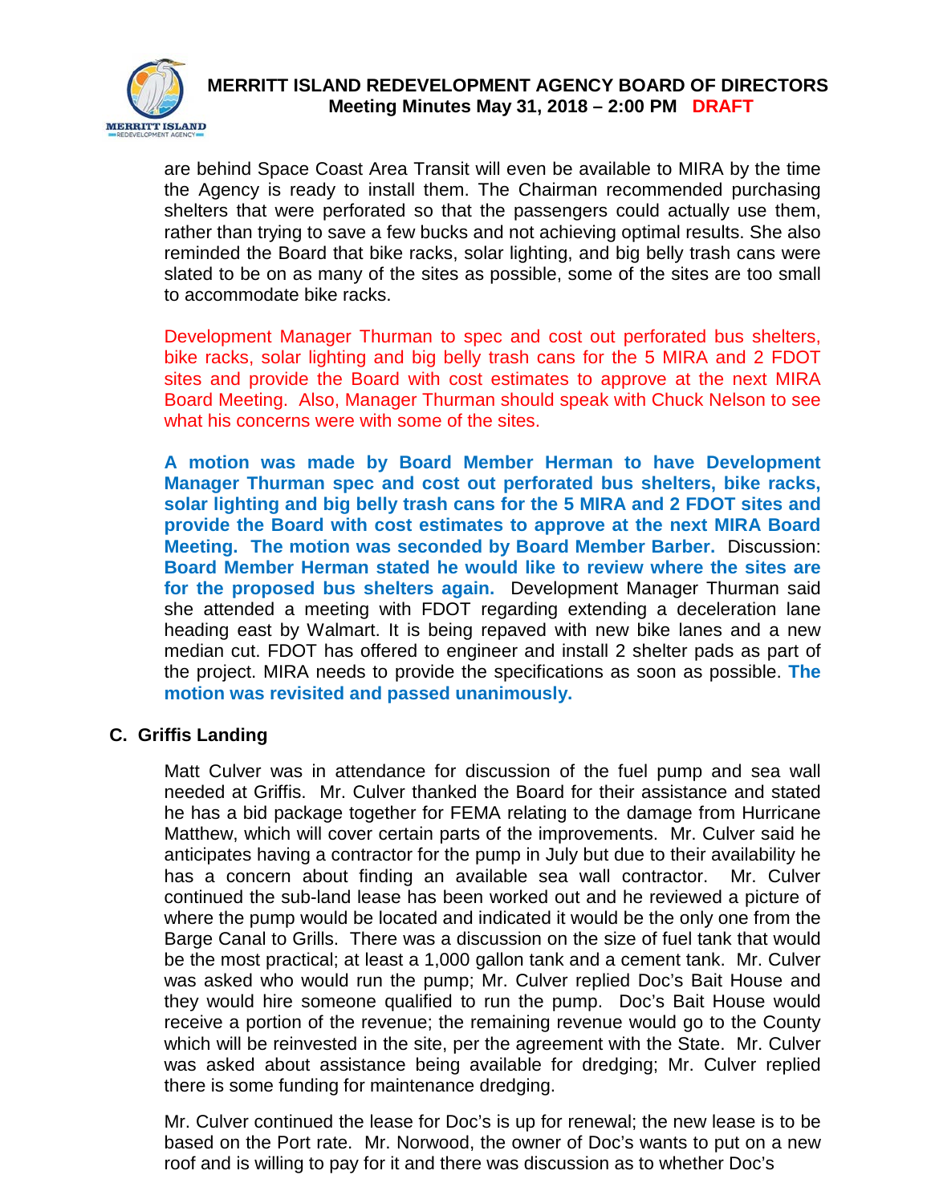are behind Space Coast Area Transit will even be available to MIRA by the time the Agency is ready to install them. The Chairman recommended purchasing shelters that were perforated so that the passengers could actually use them, rather than trying to save a few bucks and not achieving optimal results. She also reminded the Board that bike racks, solar lighting, and big belly trash cans were slated to be on as many of the sites as possible, some of the sites are too small to accommodate bike racks.

Development Manager Thurman to spec and cost out perforated bus shelters, bike racks, solar lighting and big belly trash cans for the 5 MIRA and 2 FDOT sites and provide the Board with cost estimates to approve at the next MIRA Board Meeting. Also, Manager Thurman should speak with Chuck Nelson to see what his concerns were with some of the sites.

**A motion was made by Board Member Herman to have Development Manager Thurman spec and cost out perforated bus shelters, bike racks, solar lighting and big belly trash cans for the 5 MIRA and 2 FDOT sites and provide the Board with cost estimates to approve at the next MIRA Board Meeting. The motion was seconded by Board Member Barber.** Discussion: **Board Member Herman stated he would like to review where the sites are for the proposed bus shelters again.** Development Manager Thurman said she attended a meeting with FDOT regarding extending a deceleration lane heading east by Walmart. It is being repaved with new bike lanes and a new median cut. FDOT has offered to engineer and install 2 shelter pads as part of the project. MIRA needs to provide the specifications as soon as possible. **The motion was revisited and passed unanimously.**

### C. Griffis Landing

Matt Culver was in attendance for discussion of the fuel pump and sea wall needed at Griffis. Mr. Culver thanked the Board for their assistance and stated he has a bid package together for FEMA relating to the damage from Hurricane Matthew, which will cover certain parts of the improvements. Mr. Culver said he anticipates having a contractor for the pump in July but due to their availability he has a concern about finding an available sea wall contractor. Mr. Culver continued the sub-land lease has been worked out and he reviewed a picture of where the pump would be located and indicated it would be the only one from the Barge Canal to Grills. There was a discussion on the size of fuel tank that would be the most practical; at least a 1,000 gallon tank and a cement tank. Mr. Culver was asked who would run the pump; Mr. Culver replied Doc's Bait House and they would hire someone qualified to run the pump. Doc's Bait House would receive a portion of the revenue; the remaining revenue would go to the County which will be reinvested in the site, per the agreement with the State. Mr. Culver was asked about assistance being available for dredging; Mr. Culver replied there is some funding for maintenance dredging.

Mr. Culver continued the lease for Doc's is up for renewal; the new lease is to be based on the Port rate. Mr. Norwood, the owner of Doc's wants to put on a new roof and is willing to pay for it and there was discussion as to whether Doc's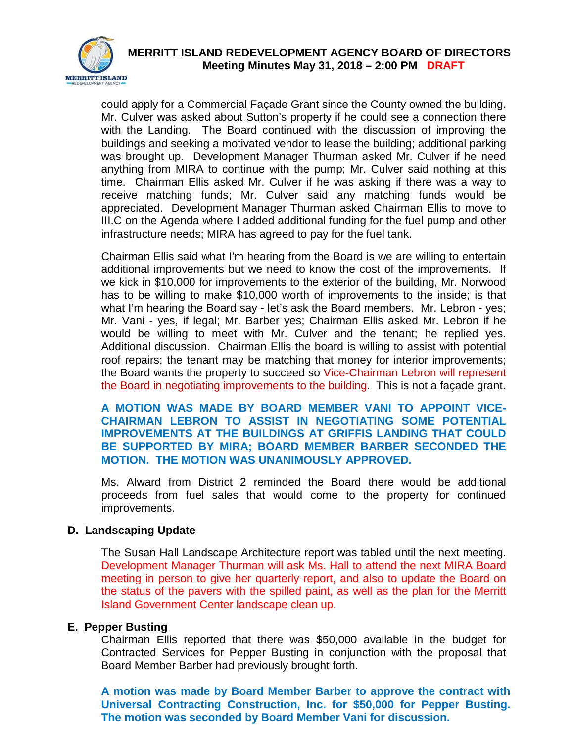could apply for a Commercial Façade Grant since the County owned the building. Mr. Culver was asked about Sutton's property if he could see a connection there with the Landing. The Board continued with the discussion of improving the buildings and seeking a motivated vendor to lease the building; additional parking was brought up. Development Manager Thurman asked Mr. Culver if he need anything from MIRA to continue with the pump; Mr. Culver said nothing at this time. Chairman Ellis asked Mr. Culver if he was asking if there was a way to receive matching funds; Mr. Culver said any matching funds would be appreciated. Development Manager Thurman asked Chairman Ellis to move to III.C on the Agenda where I added additional funding for the fuel pump and other infrastructure needs; MIRA has agreed to pay for the fuel tank.

Chairman Ellis said what I'm hearing from the Board is we are willing to entertain additional improvements but we need to know the cost of the improvements. If we kick in $10,000 for improvements to the exterior of the building, Mr. Norwood has to be willing to make $10,000 worth of improvements to the inside; is that what I'm hearing the Board say - let's ask the Board members. Mr. Lebron - yes; Mr. Vani - yes, if legal; Mr. Barber yes; Chairman Ellis asked Mr. Lebron if he would be willing to meet with Mr. Culver and the tenant; he replied yes. Additional discussion. Chairman Ellis the board is willing to assist with potential roof repairs; the tenant may be matching that money for interior improvements; the Board wants the property to succeed so Vice-Chairman Lebron will represent the Board in negotiating improvements to the building. This is not a façade grant.

**A MOTION WAS MADE BY BOARD MEMBER VANI TO APPOINT VICE-CHAIRMAN LEBRON TO ASSIST IN NEGOTIATING SOME POTENTIAL IMPROVEMENTS AT THE BUILDINGS AT GRIFFIS LANDING THAT COULD BE SUPPORTED BY MIRA; BOARD MEMBER BARBER SECONDED THE MOTION. THE MOTION WAS UNANIMOUSLY APPROVED.**

Ms. Alward from District 2 reminded the Board there would be additional proceeds from fuel sales that would come to the property for continued improvements.

### D. Landscaping Update

The Susan Hall Landscape Architecture report was tabled until the next meeting. Development Manager Thurman will ask Ms. Hall to attend the next MIRA Board meeting in person to give her quarterly report, and also to update the Board on the status of the pavers with the spilled paint, as well as the plan for the Merritt Island Government Center landscape clean up.

### E. Pepper Busting

Chairman Ellis reported that there was $50,000 available in the budget for Contracted Services for Pepper Busting in conjunction with the proposal that Board Member Barber had previously brought forth.

**A motion was made by Board Member Barber to approve the contract with Universal Contracting Construction, Inc. for $50,000 for Pepper Busting. The motion was seconded by Board Member Vani for discussion.**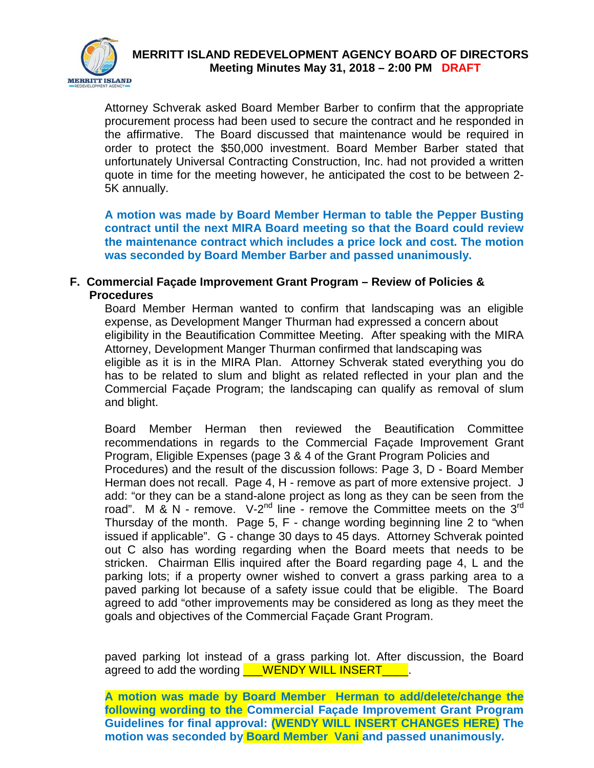Attorney Schverak asked Board Member Barber to confirm that the appropriate procurement process had been used to secure the contract and he responded in the affirmative. The Board discussed that maintenance would be required in order to protect the $50,000 investment. Board Member Barber stated that unfortunately Universal Contracting Construction, Inc. had not provided a written quote in time for the meeting however, he anticipated the cost to be between 2-5K annually.

**A motion was made by Board Member Herman to table the Pepper Busting contract until the next MIRA Board meeting so that the Board could review the maintenance contract which includes a price lock and cost. The motion was seconded by Board Member Barber and passed unanimously.**

**F. Commercial Façade Improvement Grant Program – Review of Policies & Procedures**

Board Member Herman wanted to confirm that landscaping was an eligible expense, as Development Manger Thurman had expressed a concern about eligibility in the Beautification Committee Meeting. After speaking with the MIRA Attorney, Development Manger Thurman confirmed that landscaping was eligible as it is in the MIRA Plan. Attorney Schverak stated everything you do has to be related to slum and blight as related reflected in your plan and the Commercial Façade Program; the landscaping can qualify as removal of slum and blight.

Board Member Herman then reviewed the Beautification Committee recommendations in regards to the Commercial Façade Improvement Grant Program, Eligible Expenses (page 3 & 4 of the Grant Program Policies and Procedures) and the result of the discussion follows: Page 3, D - Board Member Herman does not recall. Page 4, H - remove as part of more extensive project. J add: "or they can be a stand-alone project as long as they can be seen from the road". M & N - remove. V-2nd line - remove the Committee meets on the 3rd Thursday of the month. Page 5, F - change wording beginning line 2 to "when issued if applicable". G - change 30 days to 45 days. Attorney Schverak pointed out C also has wording regarding when the Board meets that needs to be stricken. Chairman Ellis inquired after the Board regarding page 4, L and the parking lots; if a property owner wished to convert a grass parking area to a paved parking lot because of a safety issue could that be eligible. The Board agreed to add "other improvements may be considered as long as they meet the goals and objectives of the Commercial Façade Grant Program.

paved parking lot instead of a grass parking lot. After discussion, the Board agreed to add the wording \_\_\_WENDY WILL INSERT\_\_\_\_.

**A motion was made by Board Member Herman to add/delete/change the following wording to the Commercial Façade Improvement Grant Program Guidelines for final approval: (WENDY WILL INSERT CHANGES HERE) The motion was seconded by Board Member Vani and passed unanimously.**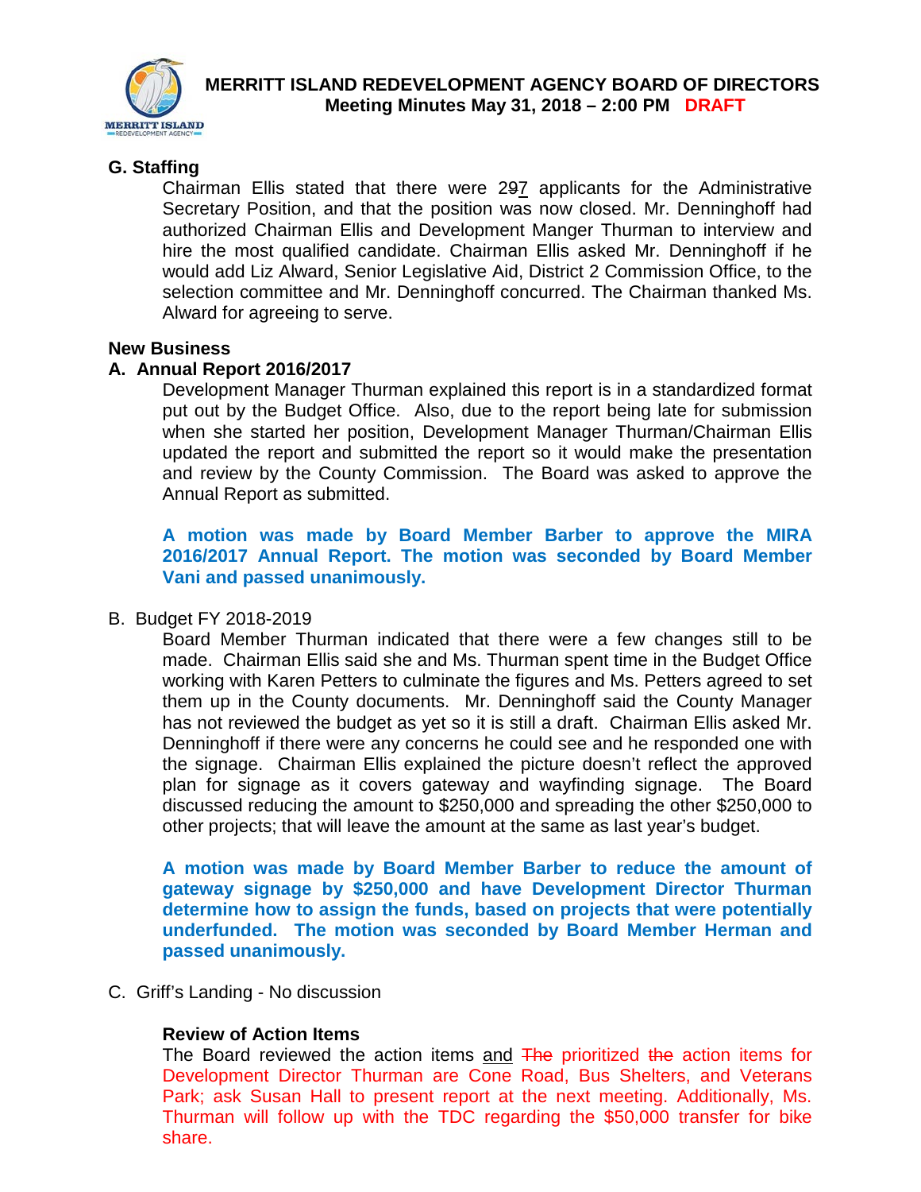# MERRITT ISLAND REDEVELOPMENT AGENCY BOARD OF DIRECTORS
## Meeting Minutes May 31, 2018 – 2:00 PM DRAFT

**G. Staffing**

Chairman Ellis stated that there were 2~~9~~7 applicants for the Administrative Secretary Position, and that the position was now closed. Mr. Denninghoff had authorized Chairman Ellis and Development Manger Thurman to interview and hire the most qualified candidate. Chairman Ellis asked Mr. Denninghoff if he would add Liz Alward, Senior Legislative Aid, District 2 Commission Office, to the selection committee and Mr. Denninghoff concurred. The Chairman thanked Ms. Alward for agreeing to serve.

**New Business**

**A. Annual Report 2016/2017**

Development Manager Thurman explained this report is in a standardized format put out by the Budget Office. Also, due to the report being late for submission when she started her position, Development Manager Thurman/Chairman Ellis updated the report and submitted the report so it would make the presentation and review by the County Commission. The Board was asked to approve the Annual Report as submitted.

**A motion was made by Board Member Barber to approve the MIRA 2016/2017 Annual Report. The motion was seconded by Board Member Vani and passed unanimously.**

B. Budget FY 2018-2019

Board Member Thurman indicated that there were a few changes still to be made. Chairman Ellis said she and Ms. Thurman spent time in the Budget Office working with Karen Petters to culminate the figures and Ms. Petters agreed to set them up in the County documents. Mr. Denninghoff said the County Manager has not reviewed the budget as yet so it is still a draft. Chairman Ellis asked Mr. Denninghoff if there were any concerns he could see and he responded one with the signage. Chairman Ellis explained the picture doesn't reflect the approved plan for signage as it covers gateway and wayfinding signage. The Board discussed reducing the amount to $250,000 and spreading the other $250,000 to other projects; that will leave the amount at the same as last year's budget.

**A motion was made by Board Member Barber to reduce the amount of gateway signage by $250,000 and have Development Director Thurman determine how to assign the funds, based on projects that were potentially underfunded. The motion was seconded by Board Member Herman and passed unanimously.**

C. Griff's Landing - No discussion

**Review of Action Items**

The Board reviewed the action items and ~~The~~ prioritized ~~the~~ action items for Development Director Thurman are Cone Road, Bus Shelters, and Veterans Park; ask Susan Hall to present report at the next meeting. Additionally, Ms. Thurman will follow up with the TDC regarding the $50,000 transfer for bike share.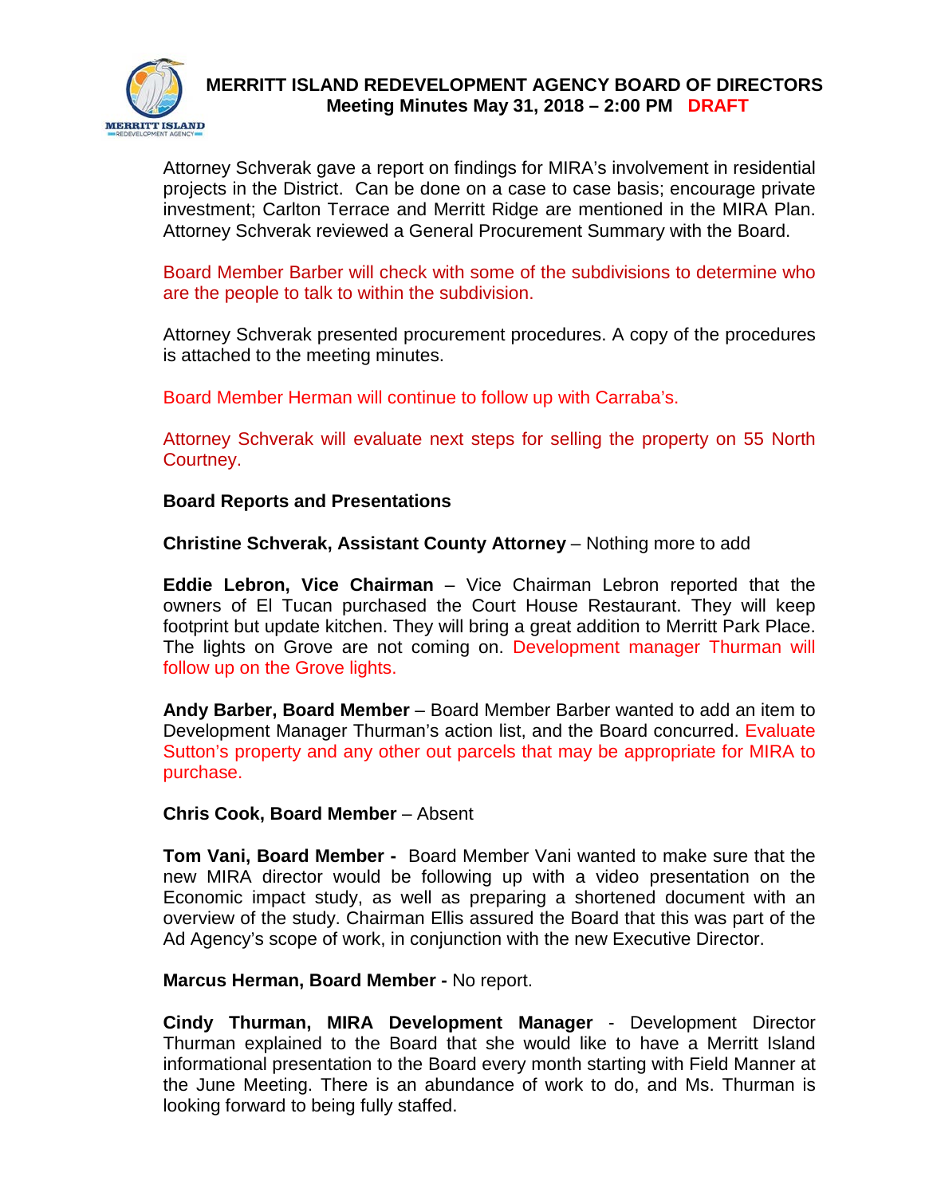Attorney Schverak gave a report on findings for MIRA's involvement in residential projects in the District. Can be done on a case to case basis; encourage private investment; Carlton Terrace and Merritt Ridge are mentioned in the MIRA Plan. Attorney Schverak reviewed a General Procurement Summary with the Board.

Board Member Barber will check with some of the subdivisions to determine who are the people to talk to within the subdivision.

Attorney Schverak presented procurement procedures. A copy of the procedures is attached to the meeting minutes.

Board Member Herman will continue to follow up with Carraba's.

Attorney Schverak will evaluate next steps for selling the property on 55 North Courtney.

**Board Reports and Presentations**

**Christine Schverak, Assistant County Attorney** – Nothing more to add

**Eddie Lebron, Vice Chairman** – Vice Chairman Lebron reported that the owners of El Tucan purchased the Court House Restaurant. They will keep footprint but update kitchen. They will bring a great addition to Merritt Park Place. The lights on Grove are not coming on. Development manager Thurman will follow up on the Grove lights.

**Andy Barber, Board Member** – Board Member Barber wanted to add an item to Development Manager Thurman's action list, and the Board concurred. Evaluate Sutton's property and any other out parcels that may be appropriate for MIRA to purchase.

**Chris Cook, Board Member** – Absent

**Tom Vani, Board Member -** Board Member Vani wanted to make sure that the new MIRA director would be following up with a video presentation on the Economic impact study, as well as preparing a shortened document with an overview of the study. Chairman Ellis assured the Board that this was part of the Ad Agency's scope of work, in conjunction with the new Executive Director.

**Marcus Herman, Board Member -** No report.

**Cindy Thurman, MIRA Development Manager** - Development Director Thurman explained to the Board that she would like to have a Merritt Island informational presentation to the Board every month starting with Field Manner at the June Meeting. There is an abundance of work to do, and Ms. Thurman is looking forward to being fully staffed.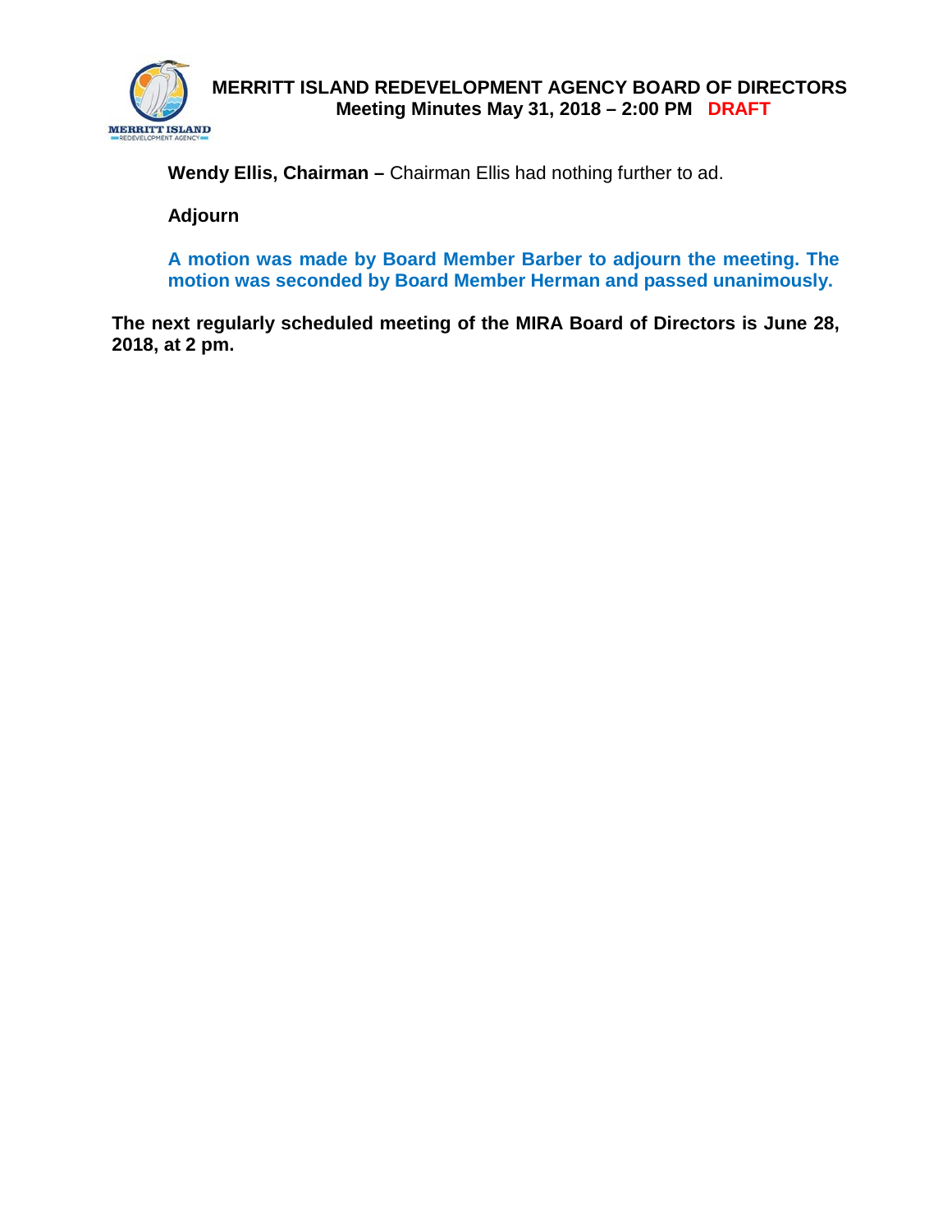**Wendy Ellis, Chairman –** Chairman Ellis had nothing further to ad.

**Adjourn**

**A motion was made by Board Member Barber to adjourn the meeting. The motion was seconded by Board Member Herman and passed unanimously.**

**The next regularly scheduled meeting of the MIRA Board of Directors is June 28, 2018, at 2 pm.**